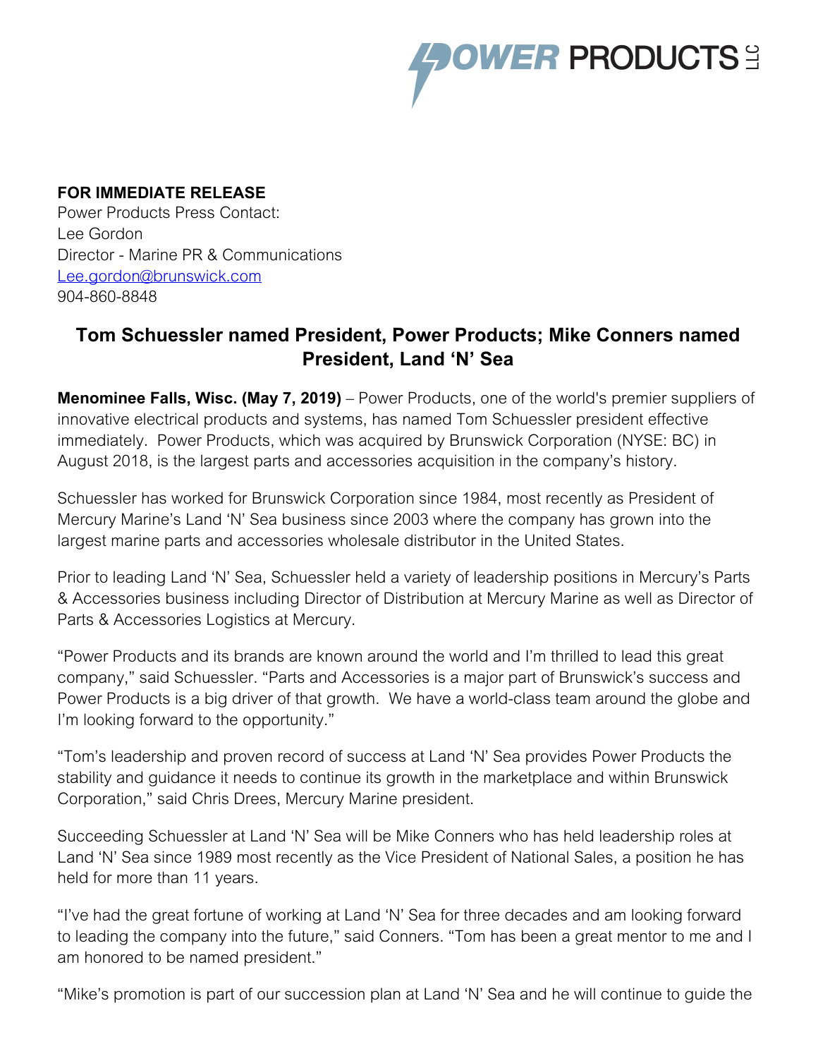**FOR IMMEDIATE RELEASE**
Power Products Press Contact:
Lee Gordon
Director - Marine PR & Communications
[Lee.gordon@brunswick.com](mailto:Lee.gordon@brunswick.com)
904-860-8848

## Tom Schuessler named President, Power Products; Mike Conners named President, Land 'N' Sea

**Menominee Falls, Wisc. (May 7, 2019)** – Power Products, one of the world's premier suppliers of innovative electrical products and systems, has named Tom Schuessler president effective immediately. Power Products, which was acquired by Brunswick Corporation (NYSE: BC) in August 2018, is the largest parts and accessories acquisition in the company's history.

Schuessler has worked for Brunswick Corporation since 1984, most recently as President of Mercury Marine's Land 'N' Sea business since 2003 where the company has grown into the largest marine parts and accessories wholesale distributor in the United States.

Prior to leading Land 'N' Sea, Schuessler held a variety of leadership positions in Mercury's Parts & Accessories business including Director of Distribution at Mercury Marine as well as Director of Parts & Accessories Logistics at Mercury.

"Power Products and its brands are known around the world and I'm thrilled to lead this great company," said Schuessler. "Parts and Accessories is a major part of Brunswick's success and Power Products is a big driver of that growth. We have a world-class team around the globe and I'm looking forward to the opportunity."

"Tom's leadership and proven record of success at Land 'N' Sea provides Power Products the stability and guidance it needs to continue its growth in the marketplace and within Brunswick Corporation," said Chris Drees, Mercury Marine president.

Succeeding Schuessler at Land 'N' Sea will be Mike Conners who has held leadership roles at Land 'N' Sea since 1989 most recently as the Vice President of National Sales, a position he has held for more than 11 years.

"I've had the great fortune of working at Land 'N' Sea for three decades and am looking forward to leading the company into the future," said Conners. "Tom has been a great mentor to me and I am honored to be named president."

"Mike's promotion is part of our succession plan at Land 'N' Sea and he will continue to guide the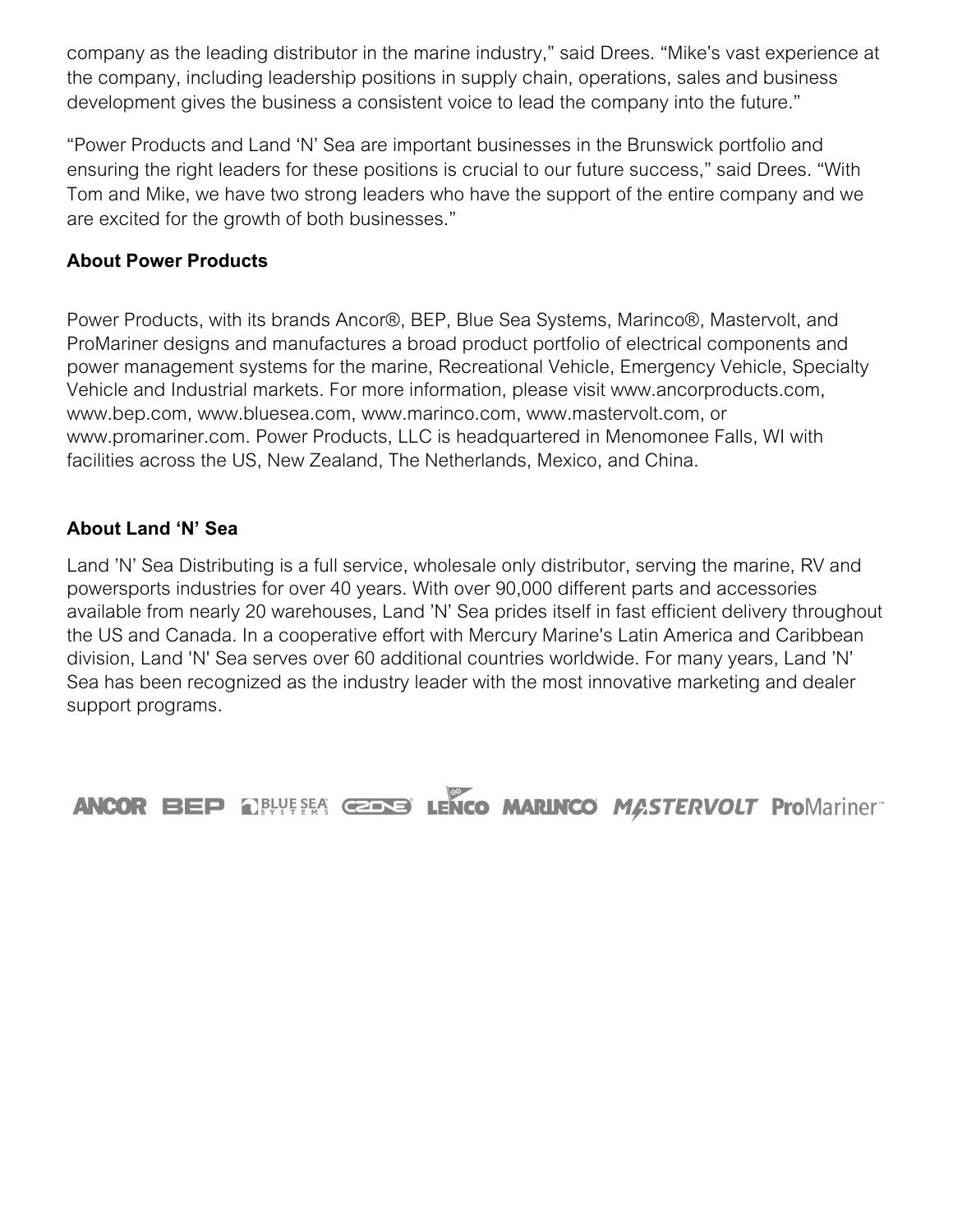company as the leading distributor in the marine industry," said Drees. "Mike's vast experience at the company, including leadership positions in supply chain, operations, sales and business development gives the business a consistent voice to lead the company into the future."

"Power Products and Land 'N' Sea are important businesses in the Brunswick portfolio and ensuring the right leaders for these positions is crucial to our future success," said Drees. "With Tom and Mike, we have two strong leaders who have the support of the entire company and we are excited for the growth of both businesses."

**About Power Products**

Power Products, with its brands Ancor®, BEP, Blue Sea Systems, Marinco®, Mastervolt, and ProMariner designs and manufactures a broad product portfolio of electrical components and power management systems for the marine, Recreational Vehicle, Emergency Vehicle, Specialty Vehicle and Industrial markets. For more information, please visit www.ancorproducts.com, www.bep.com, www.bluesea.com, www.marinco.com, www.mastervolt.com, or www.promariner.com. Power Products, LLC is headquartered in Menomonee Falls, WI with facilities across the US, New Zealand, The Netherlands, Mexico, and China.

**About Land 'N' Sea**

Land 'N' Sea Distributing is a full service, wholesale only distributor, serving the marine, RV and powersports industries for over 40 years. With over 90,000 different parts and accessories available from nearly 20 warehouses, Land 'N' Sea prides itself in fast efficient delivery throughout the US and Canada. In a cooperative effort with Mercury Marine's Latin America and Caribbean division, Land 'N' Sea serves over 60 additional countries worldwide. For many years, Land 'N' Sea has been recognized as the industry leader with the most innovative marketing and dealer support programs.

ANCOR BEP BLUE SEA SYSTEMS CZONE LENCO MARINCO MASTERVOLT ProMariner™